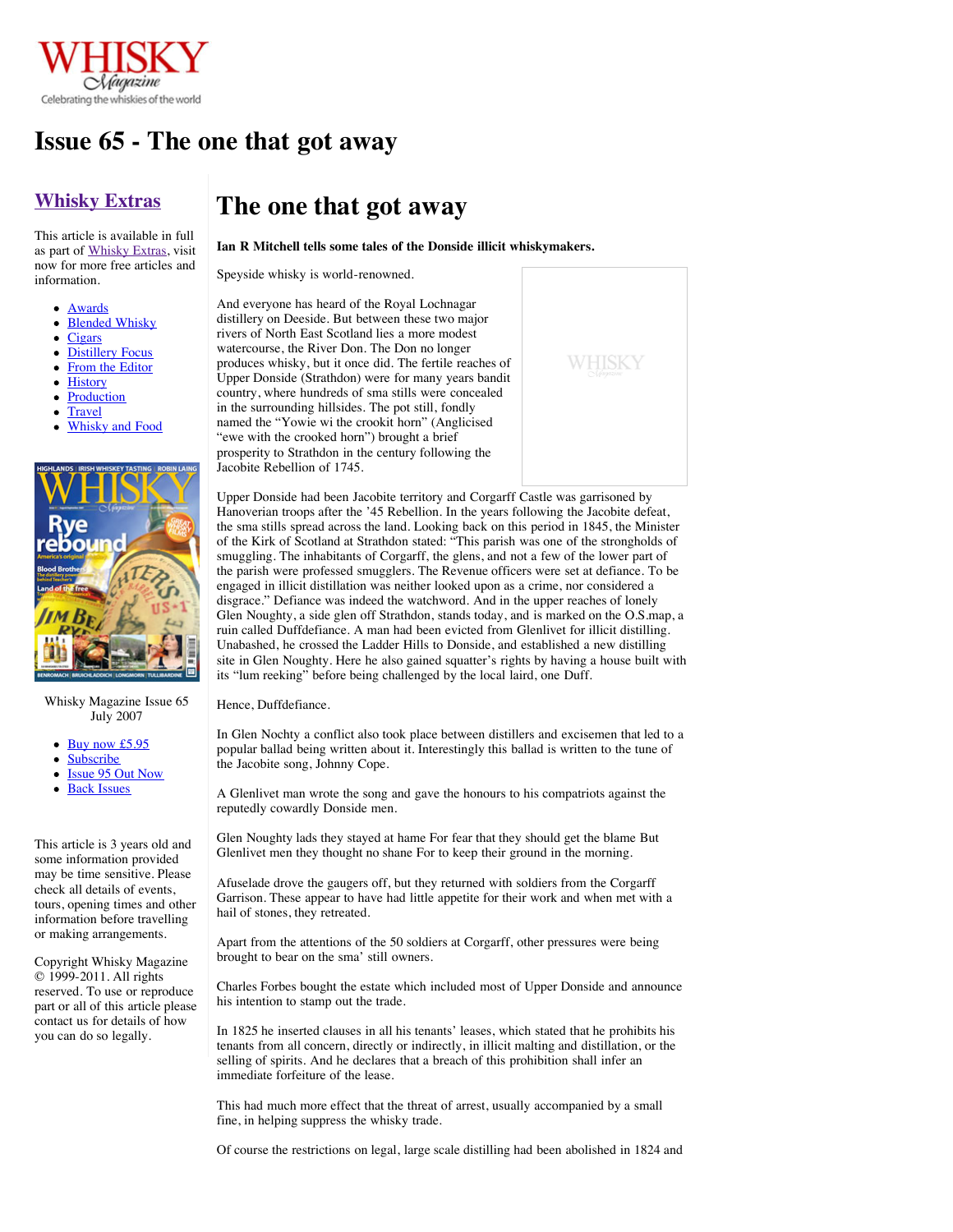WHISKY Magazine
Celebrating the whiskies of the world

# Issue 65 - The one that got away

## Whisky Extras

This article is available in full as part of Whisky Extras, visit now for more free articles and information.

- Awards
- Blended Whisky
- Cigars
- Distillery Focus
- From the Editor
- History
- Production
- Travel
- Whisky and Food

Whisky Magazine Issue 65
July 2007

- Buy now £5.95
- Subscribe
- Issue 95 Out Now
- Back Issues

This article is 3 years old and some information provided may be time sensitive. Please check all details of events, tours, opening times and other information before travelling or making arrangements.

Copyright Whisky Magazine © 1999-2011. All rights reserved. To use or reproduce part or all of this article please contact us for details of how you can do so legally.

## The one that got away

**Ian R Mitchell tells some tales of the Donside illicit whiskymakers.**

Speyside whisky is world-renowned.

And everyone has heard of the Royal Lochnagar distillery on Deeside. But between these two major rivers of North East Scotland lies a more modest watercourse, the River Don. The Don no longer produces whisky, but it once did. The fertile reaches of Upper Donside (Strathdon) were for many years bandit country, where hundreds of sma stills were concealed in the surrounding hillsides. The pot still, fondly named the "Yowie wi the crookit horn" (Anglicised "ewe with the crooked horn") brought a brief prosperity to Strathdon in the century following the Jacobite Rebellion of 1745.

Upper Donside had been Jacobite territory and Corgarff Castle was garrisoned by Hanoverian troops after the '45 Rebellion. In the years following the Jacobite defeat, the sma stills spread across the land. Looking back on this period in 1845, the Minister of the Kirk of Scotland at Strathdon stated: "This parish was one of the strongholds of smuggling. The inhabitants of Corgarff, the glens, and not a few of the lower part of the parish were professed smugglers. The Revenue officers were set at defiance. To be engaged in illicit distillation was neither looked upon as a crime, nor considered a disgrace." Defiance was indeed the watchword. And in the upper reaches of lonely Glen Noughty, a side glen off Strathdon, stands today, and is marked on the O.S.map, a ruin called Duffdefiance. A man had been evicted from Glenlivet for illicit distilling. Unabashed, he crossed the Ladder Hills to Donside, and established a new distilling site in Glen Noughty. Here he also gained squatter's rights by having a house built with its "lum reeking" before being challenged by the local laird, one Duff.

Hence, Duffdefiance.

In Glen Nochty a conflict also took place between distillers and excisemen that led to a popular ballad being written about it. Interestingly this ballad is written to the tune of the Jacobite song, Johnny Cope.

A Glenlivet man wrote the song and gave the honours to his compatriots against the reputedly cowardly Donside men.

Glen Noughty lads they stayed at hame For fear that they should get the blame But Glenlivet men they thought no shane For to keep their ground in the morning.

Afuselade drove the gaugers off, but they returned with soldiers from the Corgarff Garrison. These appear to have had little appetite for their work and when met with a hail of stones, they retreated.

Apart from the attentions of the 50 soldiers at Corgarff, other pressures were being brought to bear on the sma' still owners.

Charles Forbes bought the estate which included most of Upper Donside and announce his intention to stamp out the trade.

In 1825 he inserted clauses in all his tenants' leases, which stated that he prohibits his tenants from all concern, directly or indirectly, in illicit malting and distillation, or the selling of spirits. And he declares that a breach of this prohibition shall infer an immediate forfeiture of the lease.

This had much more effect that the threat of arrest, usually accompanied by a small fine, in helping suppress the whisky trade.

Of course the restrictions on legal, large scale distilling had been abolished in 1824 and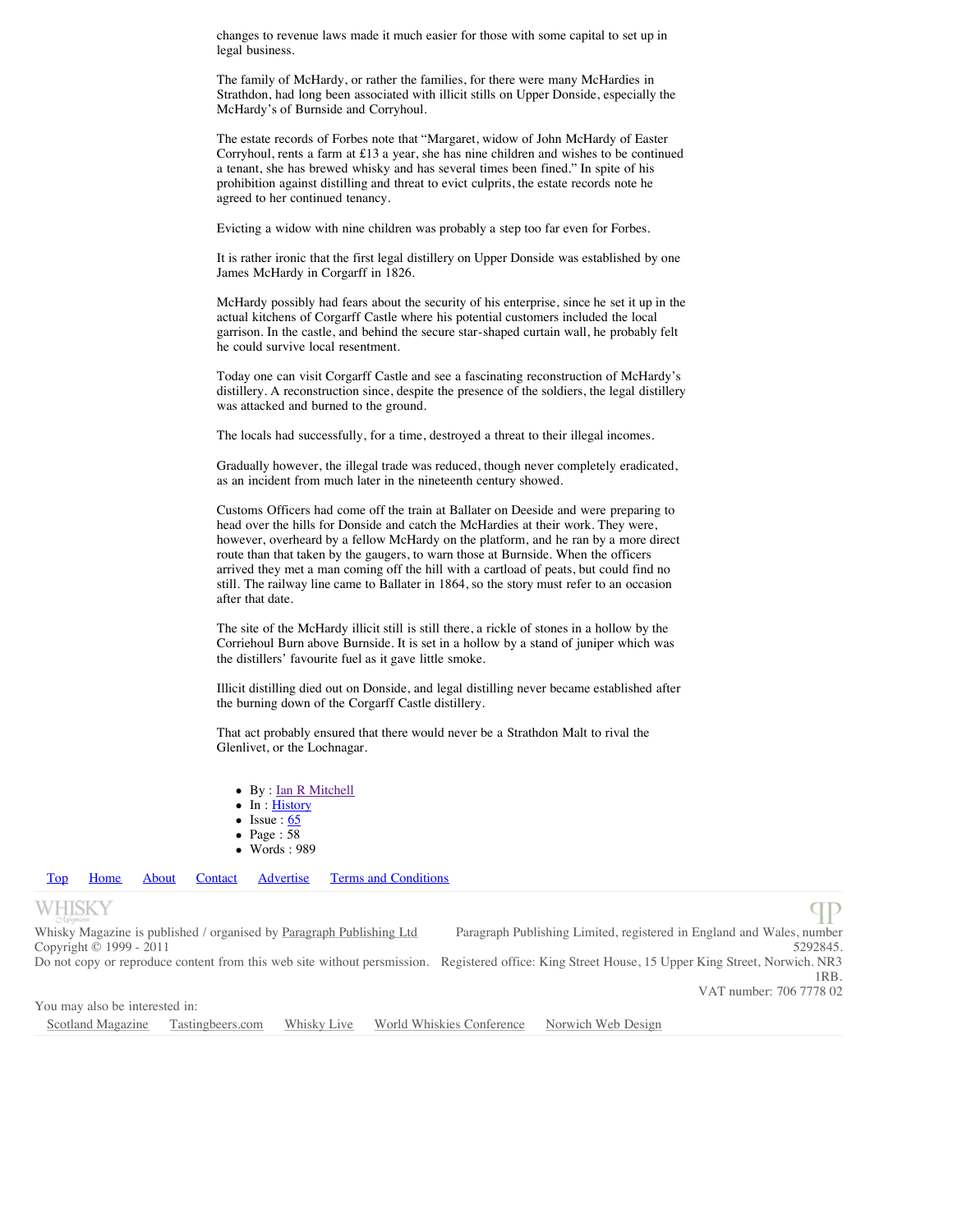changes to revenue laws made it much easier for those with some capital to set up in legal business.

The family of McHardy, or rather the families, for there were many McHardies in Strathdon, had long been associated with illicit stills on Upper Donside, especially the McHardy's of Burnside and Corryhoul.

The estate records of Forbes note that "Margaret, widow of John McHardy of Easter Corryhoul, rents a farm at £13 a year, she has nine children and wishes to be continued a tenant, she has brewed whisky and has several times been fined." In spite of his prohibition against distilling and threat to evict culprits, the estate records note he agreed to her continued tenancy.

Evicting a widow with nine children was probably a step too far even for Forbes.

It is rather ironic that the first legal distillery on Upper Donside was established by one James McHardy in Corgarff in 1826.

McHardy possibly had fears about the security of his enterprise, since he set it up in the actual kitchens of Corgarff Castle where his potential customers included the local garrison. In the castle, and behind the secure star-shaped curtain wall, he probably felt he could survive local resentment.

Today one can visit Corgarff Castle and see a fascinating reconstruction of McHardy's distillery. A reconstruction since, despite the presence of the soldiers, the legal distillery was attacked and burned to the ground.

The locals had successfully, for a time, destroyed a threat to their illegal incomes.

Gradually however, the illegal trade was reduced, though never completely eradicated, as an incident from much later in the nineteenth century showed.

Customs Officers had come off the train at Ballater on Deeside and were preparing to head over the hills for Donside and catch the McHardies at their work. They were, however, overheard by a fellow McHardy on the platform, and he ran by a more direct route than that taken by the gaugers, to warn those at Burnside. When the officers arrived they met a man coming off the hill with a cartload of peats, but could find no still. The railway line came to Ballater in 1864, so the story must refer to an occasion after that date.

The site of the McHardy illicit still is still there, a rickle of stones in a hollow by the Corriehoul Burn above Burnside. It is set in a hollow by a stand of juniper which was the distillers' favourite fuel as it gave little smoke.

Illicit distilling died out on Donside, and legal distilling never became established after the burning down of the Corgarff Castle distillery.

That act probably ensured that there would never be a Strathdon Malt to rival the Glenlivet, or the Lochnagar.

- By : Ian R Mitchell
- In : History
- Issue : 65
- Page : 58
- Words : 989

Top Home About Contact Advertise Terms and Conditions

Whisky Magazine is published / organised by Paragraph Publishing Ltd
Copyright © 1999 - 2011
Do not copy or reproduce content from this web site without persmission.

Paragraph Publishing Limited, registered in England and Wales, number 5292845.
Registered office: King Street House, 15 Upper King Street, Norwich. NR3 1RB.
VAT number: 706 7778 02

You may also be interested in:
Scotland Magazine Tastingbeers.com Whisky Live World Whiskies Conference Norwich Web Design